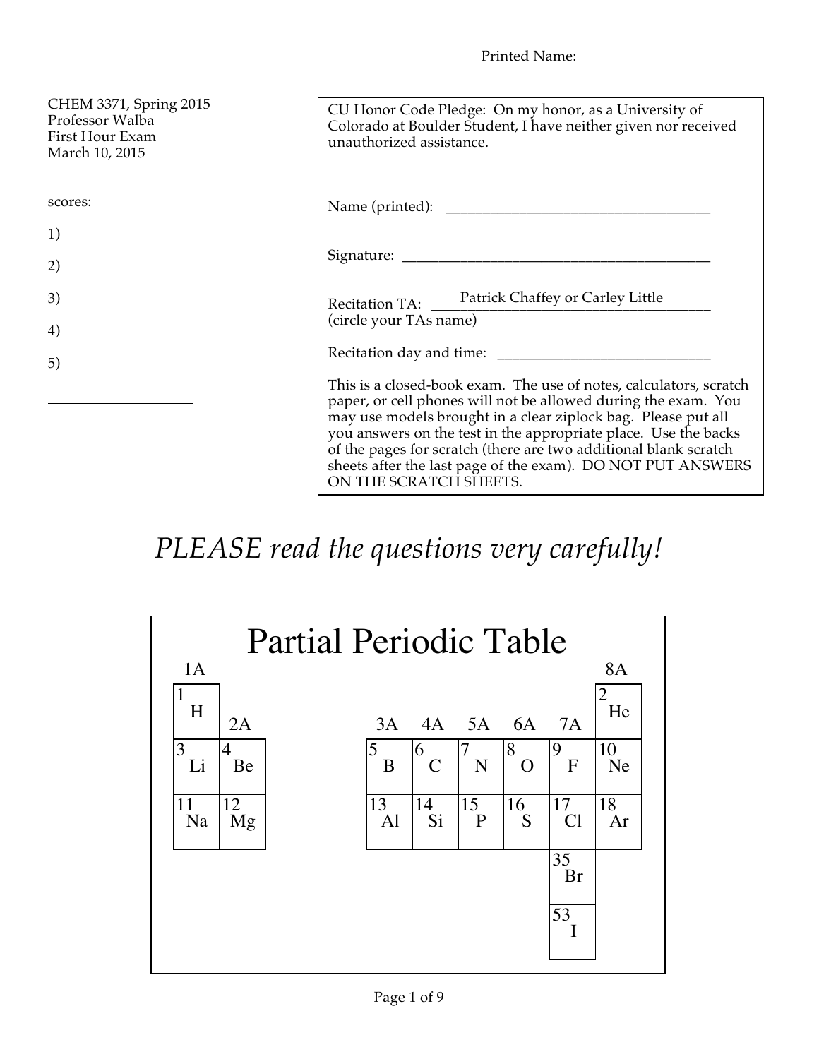Printed Name: ___________________________

CHEM 3371, Spring 2015
Professor Walba
First Hour Exam
March 10, 2015

scores:

1)

2)

3)

4)

5)

____________________

CU Honor Code Pledge: On my honor, as a University of Colorado at Boulder Student, I have neither given nor received unauthorized assistance.

Name (printed): ___________________________________

Signature: ________________________________________

Recitation TA: Patrick Chaffey or Carley Little
(circle your TAs name)

Recitation day and time: ____________________________

This is a closed-book exam. The use of notes, calculators, scratch paper, or cell phones will not be allowed during the exam. You may use models brought in a clear ziplock bag. Please put all you answers on the test in the appropriate place. Use the backs of the pages for scratch (there are two additional blank scratch sheets after the last page of the exam). DO NOT PUT ANSWERS ON THE SCRATCH SHEETS.

*PLEASE read the questions very carefully!*

# Partial Periodic Table

| 1A | | | | | | | 8A |
|---|---|---|---|---|---|---|---|
| 1 H | 2A | 3A | 4A | 5A | 6A | 7A | 2 He |
| 3 Li | 4 Be | 5 B | 6 C | 7 N | 8 O | 9 F | 10 Ne |
| 11 Na | 12 Mg | 13 Al | 14 Si | 15 P | 16 S | 17 Cl | 18 Ar |
| | | | | | | 35 Br | |
| | | | | | | 53 I | |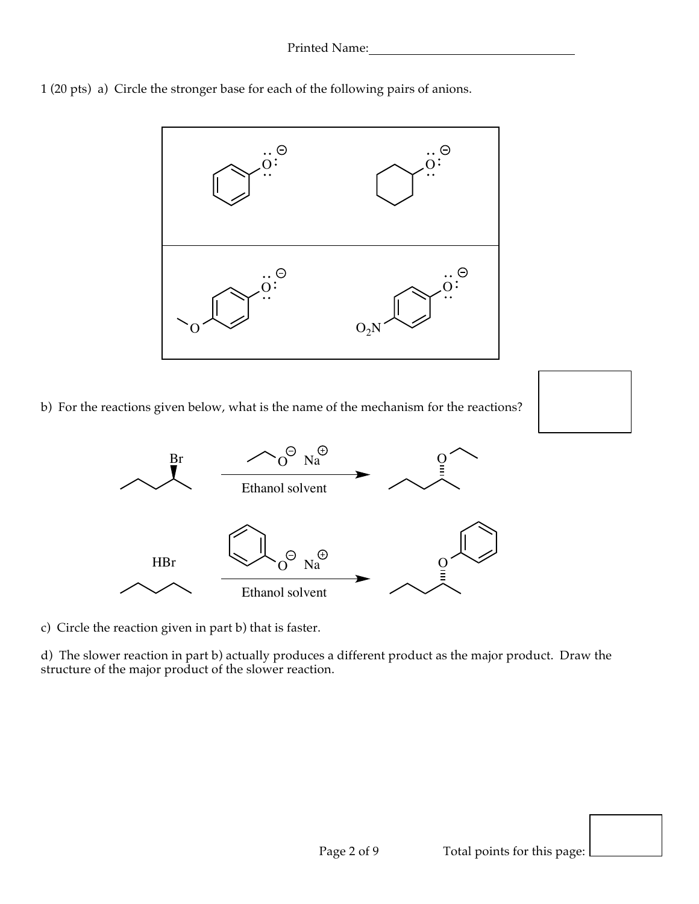Printed Name:________________________________

1 (20 pts) a) Circle the stronger base for each of the following pairs of anions.

b) For the reactions given below, what is the name of the mechanism for the reactions?

Ethanol solvent

HBr

Ethanol solvent

c) Circle the reaction given in part b) that is faster.

d) The slower reaction in part b) actually produces a different product as the major product. Draw the structure of the major product of the slower reaction.

Total points for this page: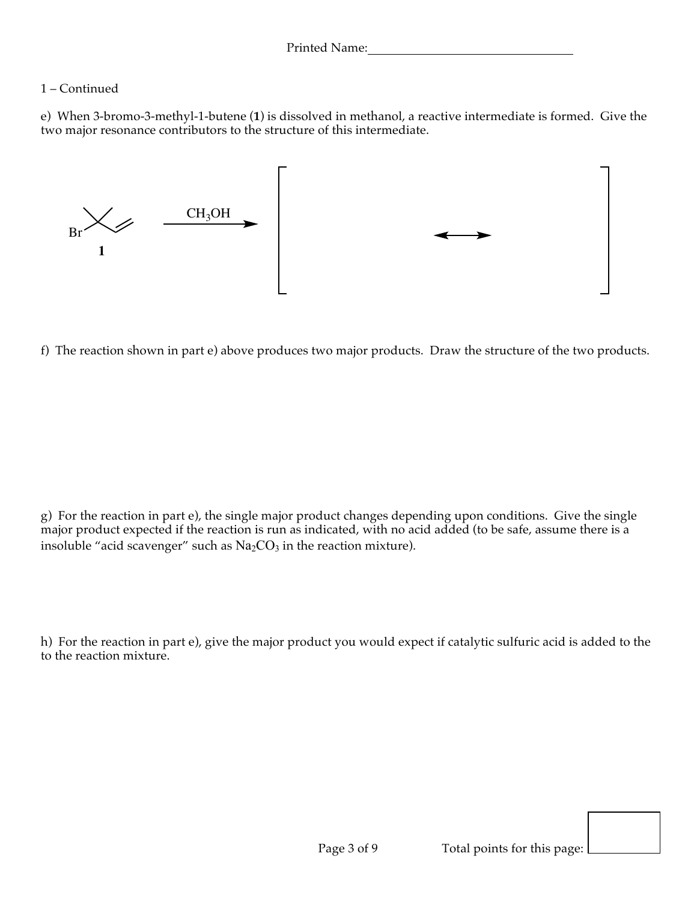1 – Continued

e) When 3-bromo-3-methyl-1-butene (**1**) is dissolved in methanol, a reactive intermediate is formed. Give the two major resonance contributors to the structure of this intermediate.

Br **1** $\xrightarrow{CH_3OH}$ [ ⟷ ]

f) The reaction shown in part e) above produces two major products. Draw the structure of the two products.

g) For the reaction in part e), the single major product changes depending upon conditions. Give the single major product expected if the reaction is run as indicated, with no acid added (to be safe, assume there is a insoluble "acid scavenger" such as $Na_2CO_3$ in the reaction mixture).

h) For the reaction in part e), give the major product you would expect if catalytic sulfuric acid is added to the to the reaction mixture.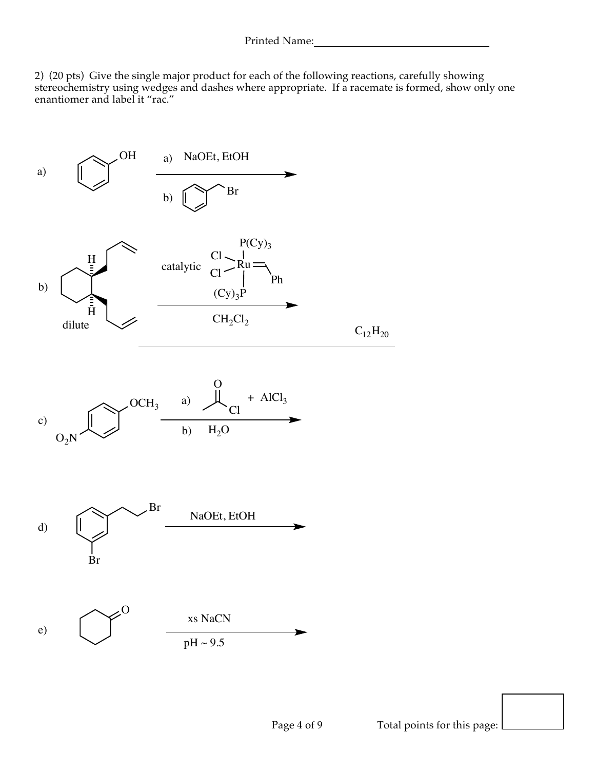Printed Name:

2) (20 pts) Give the single major product for each of the following reactions, carefully showing stereochemistry using wedges and dashes where appropriate. If a racemate is formed, show only one enantiomer and label it "rac."

a) Phenol (PhOH): a) NaOEt, EtOH; b) benzyl bromide ($PhCH_2Br$) →

b) cis-1,2-diallylcyclohexane (dilute): catalytic $Cl_2Ru(=CHPh)(P(Cy)_3)_2$, $CH_2Cl_2$ → $C_{12}H_{20}$

c) 4-nitroanisole ($O_2N$–$C_6H_4$–$OCH_3$): a) acetyl chloride + $AlCl_3$; b) $H_2O$ →

d) 1-bromo-3-(2-bromoethyl)benzene: NaOEt, EtOH →

e) Cyclohexanone: xs NaCN, pH ~ 9.5 →

Total points for this page: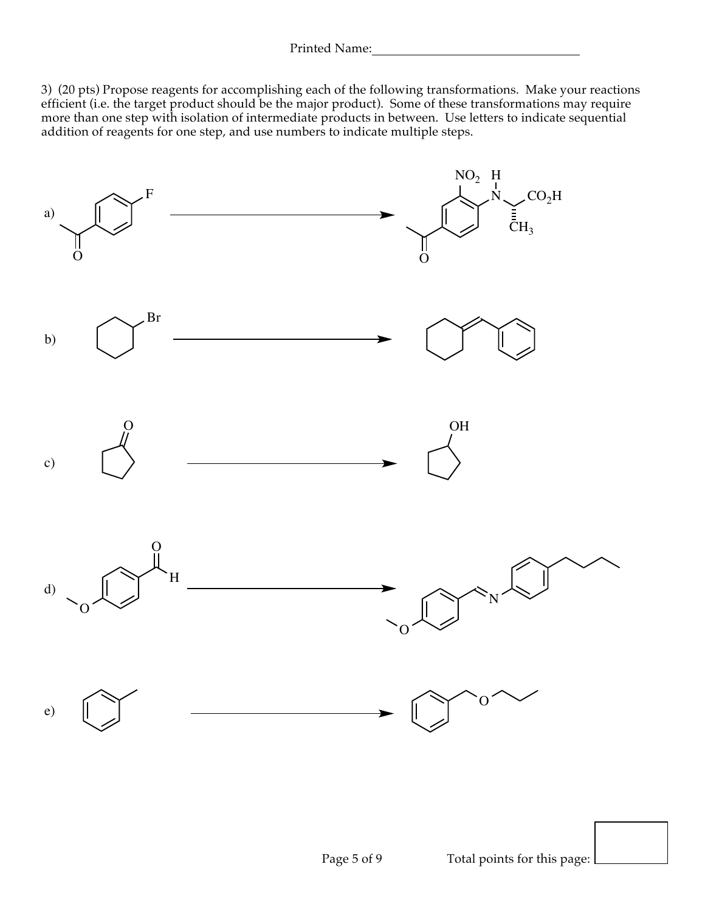Printed Name:

3) (20 pts) Propose reagents for accomplishing each of the following transformations. Make your reactions efficient (i.e. the target product should be the major product). Some of these transformations may require more than one step with isolation of intermediate products in between. Use letters to indicate sequential addition of reagents for one step, and use numbers to indicate multiple steps.

a)

$NO_2$ H N $CO_2H$ $CH_3$

b)

Br

c)

O OH

d)

O H N

e)

O

Total points for this page: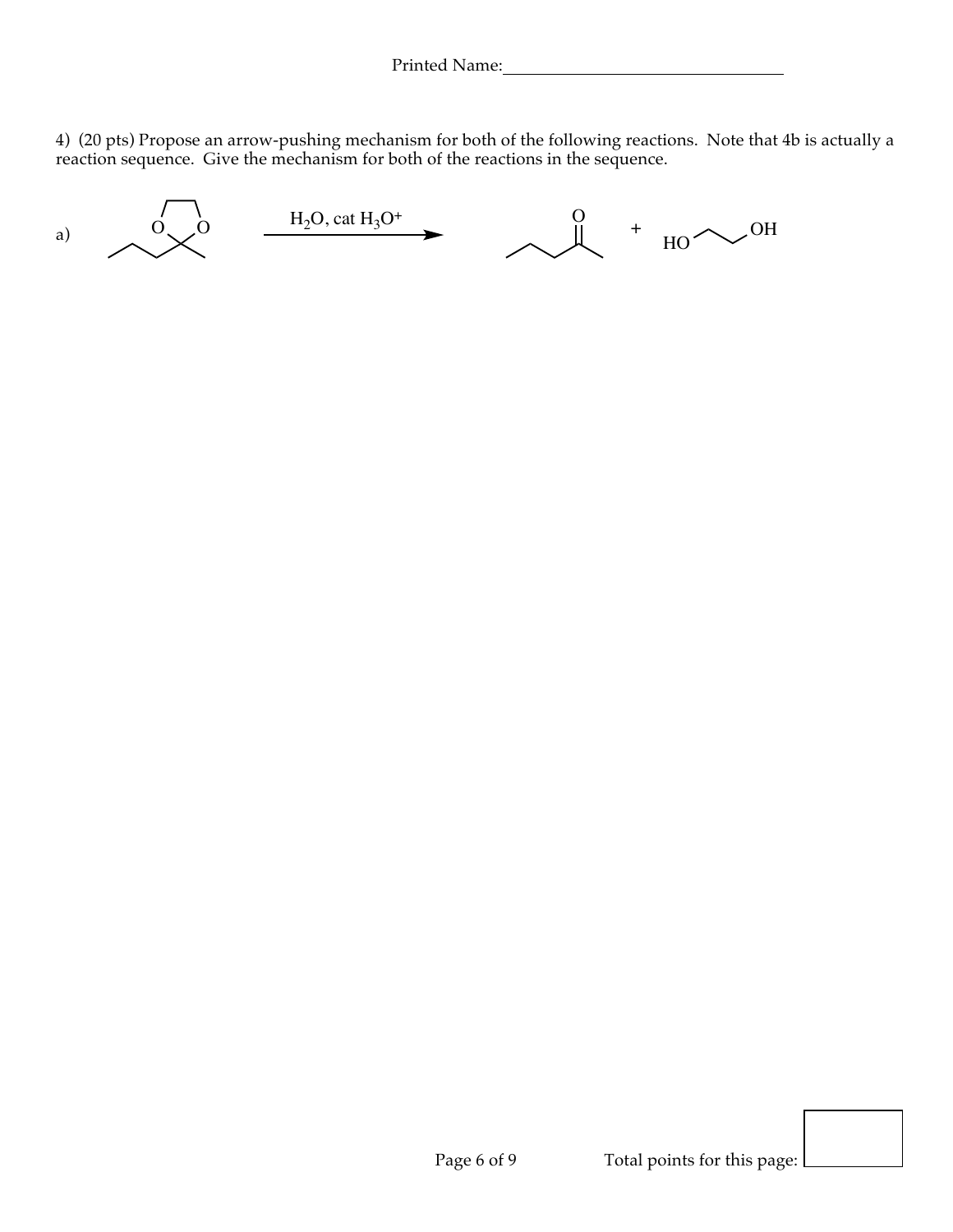Printed Name:

4) (20 pts) Propose an arrow-pushing mechanism for both of the following reactions. Note that 4b is actually a reaction sequence. Give the mechanism for both of the reactions in the sequence.

a) $\xrightarrow{H_2O,\ \text{cat } H_3O^+}$ + HO OH

Total points for this page: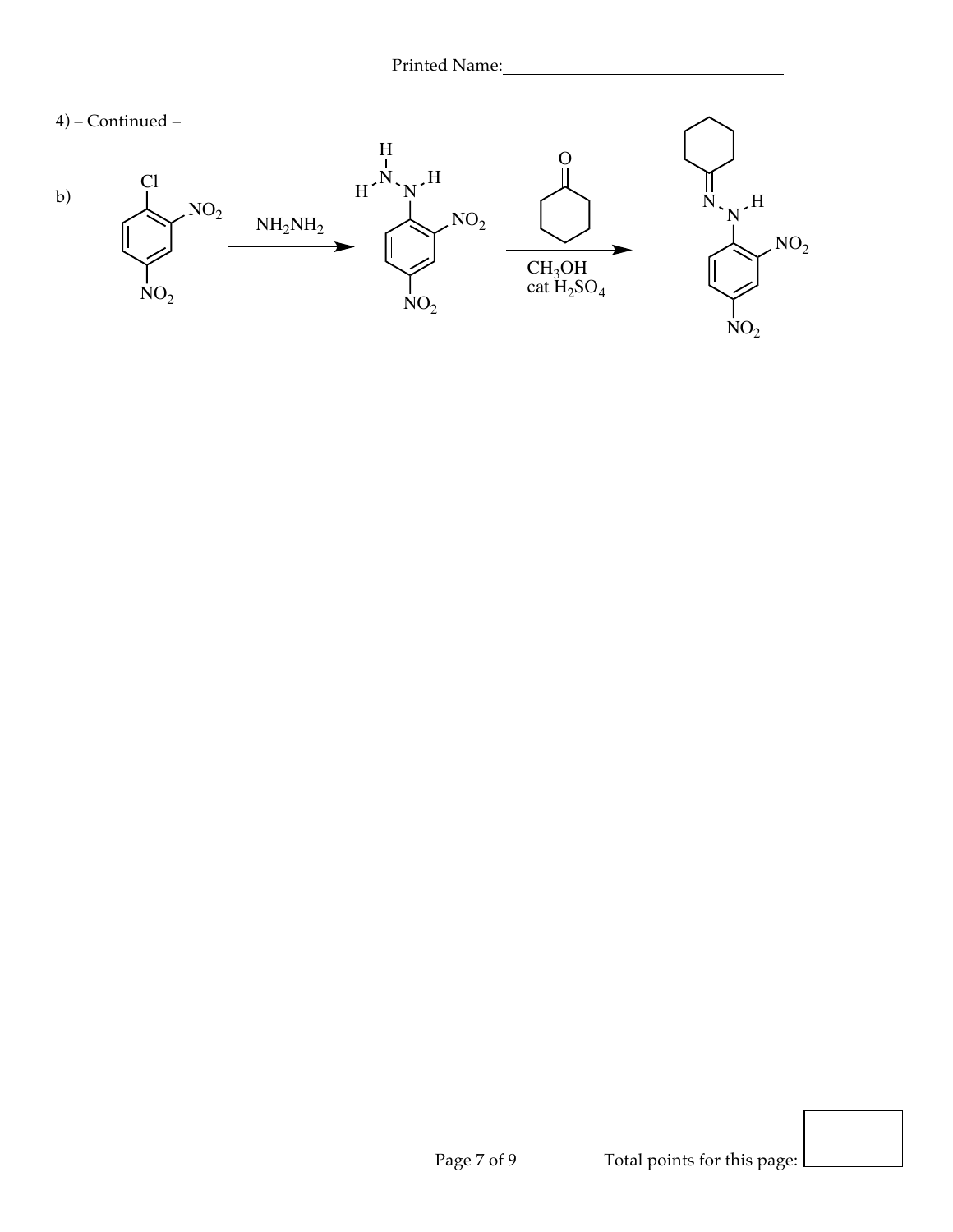4) – Continued –

b)

Cl, $NO_2$, $NO_2$ → $NH_2NH_2$ → H, N, H, N, H, $NO_2$, $NO_2$ → (cyclohexanone, O; $CH_3OH$, cat $H_2SO_4$) → N, N, H, $NO_2$, $NO_2$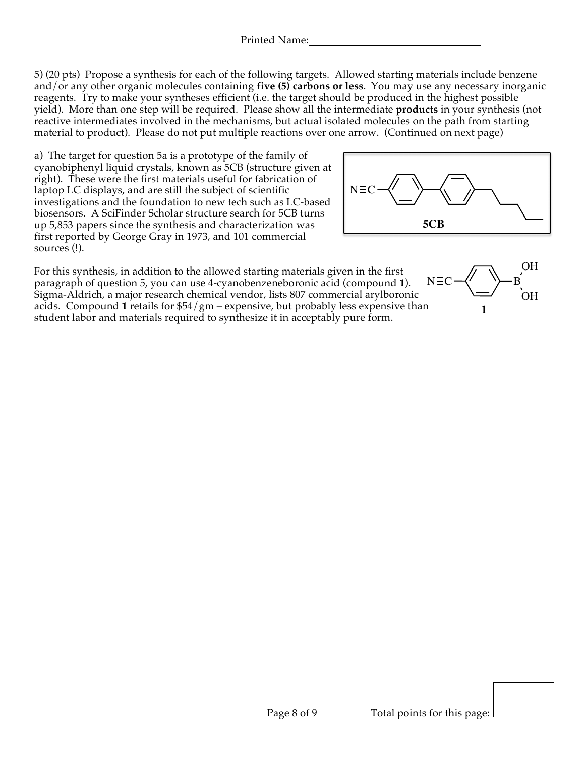Printed Name:

5) (20 pts) Propose a synthesis for each of the following targets. Allowed starting materials include benzene and/or any other organic molecules containing **five (5) carbons or less**. You may use any necessary inorganic reagents. Try to make your syntheses efficient (i.e. the target should be produced in the highest possible yield). More than one step will be required. Please show all the intermediate **products** in your synthesis (not reactive intermediates involved in the mechanisms, but actual isolated molecules on the path from starting material to product). Please do not put multiple reactions over one arrow. (Continued on next page)

a) The target for question 5a is a prototype of the family of cyanobiphenyl liquid crystals, known as 5CB (structure given at right). These were the first materials useful for fabrication of laptop LC displays, and are still the subject of scientific investigations and the foundation to new tech such as LC-based biosensors. A SciFinder Scholar structure search for 5CB turns up 5,853 papers since the synthesis and characterization was first reported by George Gray in 1973, and 101 commercial sources (!).

N≡C–(C$_6$H$_4$)–(C$_6$H$_4$)–CH$_2$CH$_2$CH$_2$CH$_2$CH$_3$

**5CB**

For this synthesis, in addition to the allowed starting materials given in the first paragraph of question 5, you can use 4-cyanobenzeneboronic acid (compound **1**). Sigma-Aldrich, a major research chemical vendor, lists 807 commercial arylboronic acids. Compound **1** retails for \$54/gm – expensive, but probably less expensive than student labor and materials required to synthesize it in acceptably pure form.

N≡C–(C$_6$H$_4$)–B(OH)$_2$

**1**

Total points for this page: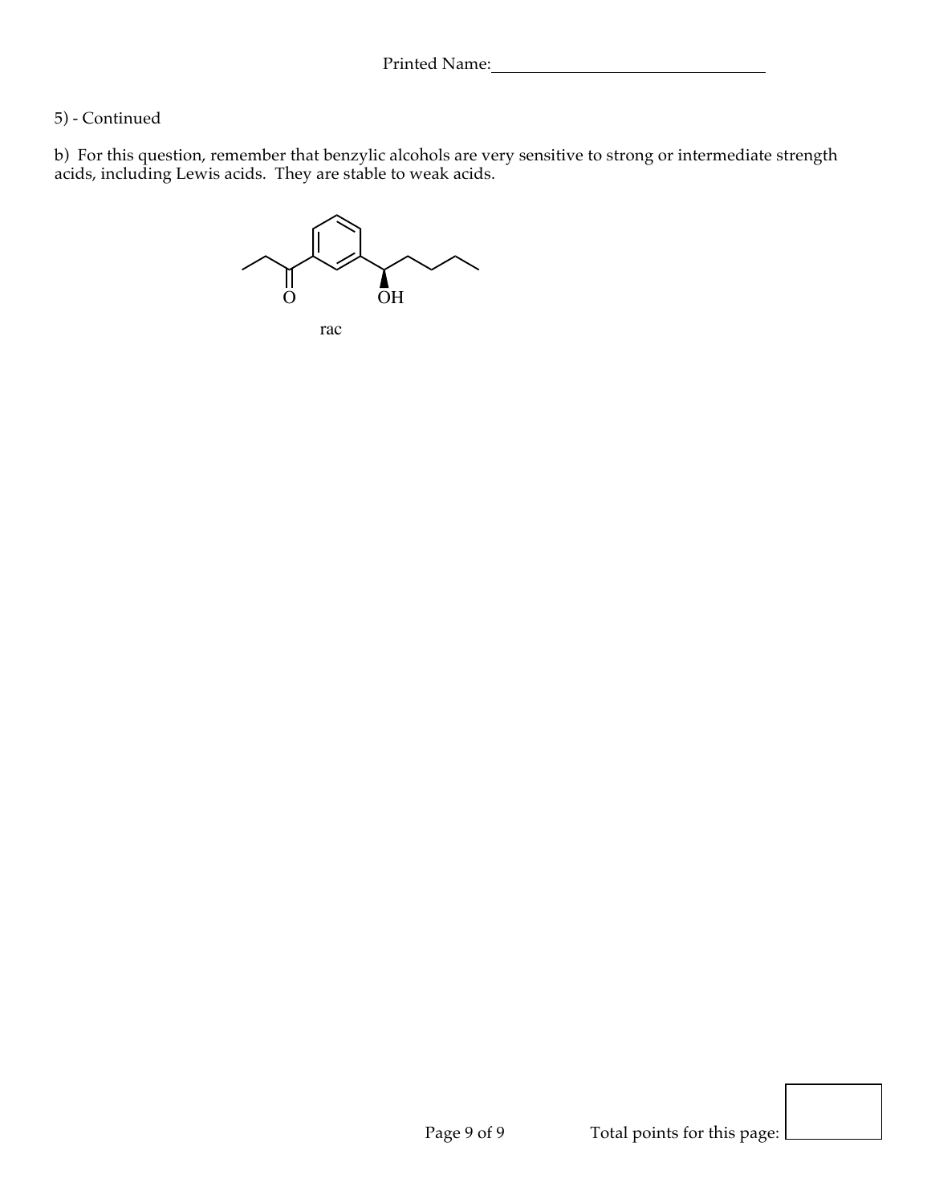5) - Continued

b) For this question, remember that benzylic alcohols are very sensitive to strong or intermediate strength acids, including Lewis acids. They are stable to weak acids.

O

OH

rac